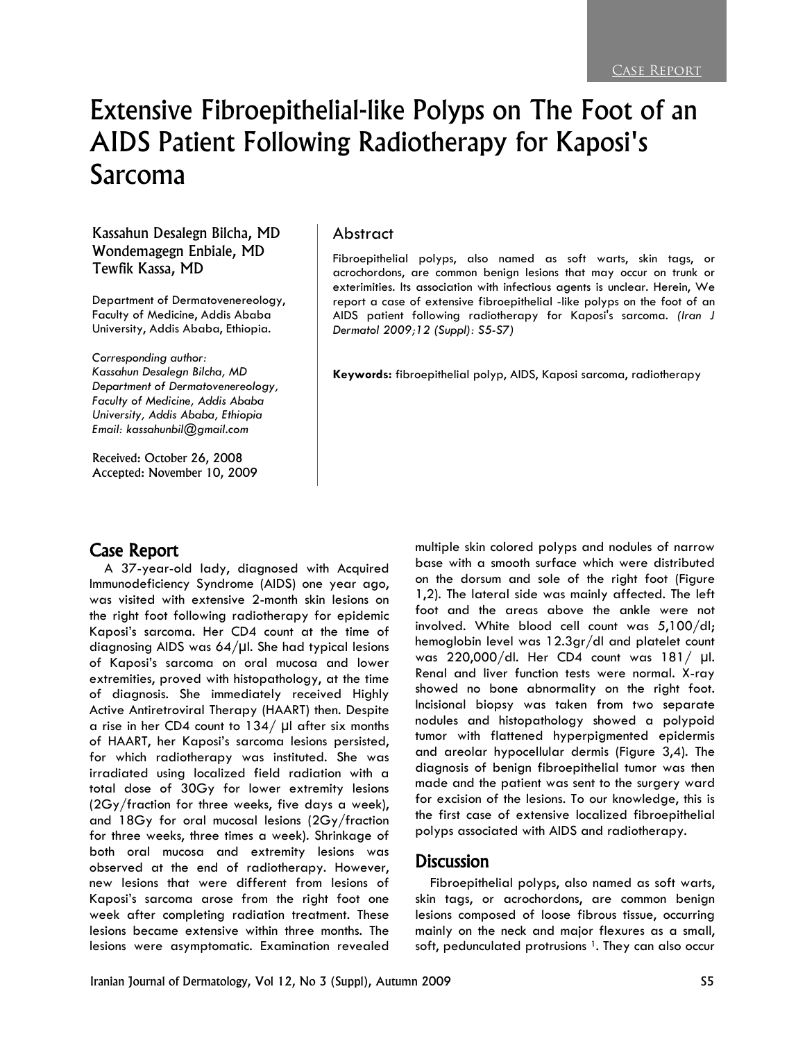Case Report

# Extensive Fibroepithelial-like Polyps on The Foot of an AIDS Patient Following Radiotherapy for Kaposi's Sarcoma

Kassahun Desalegn Bilcha, MD
Wondemagegn Enbiale, MD
Tewfik Kassa, MD

Department of Dermatovenereology, Faculty of Medicine, Addis Ababa University, Addis Ababa, Ethiopia.

*Corresponding author:*
*Kassahun Desalegn Bilcha, MD*
*Department of Dermatovenereology, Faculty of Medicine, Addis Ababa University, Addis Ababa, Ethiopia*
*Email: kassahunbil@gmail.com*

Received: October 26, 2008
Accepted: November 10, 2009

## Abstract

Fibroepithelial polyps, also named as soft warts, skin tags, or acrochordons, are common benign lesions that may occur on trunk or exterimities. Its association with infectious agents is unclear. Herein, We report a case of extensive fibroepithelial -like polyps on the foot of an AIDS patient following radiotherapy for Kaposi's sarcoma. *(Iran J Dermatol 2009;12 (Suppl): S5-S7)*

**Keywords:** fibroepithelial polyp, AIDS, Kaposi sarcoma, radiotherapy

## Case Report

A 37-year-old lady, diagnosed with Acquired Immunodeficiency Syndrome (AIDS) one year ago, was visited with extensive 2-month skin lesions on the right foot following radiotherapy for epidemic Kaposi's sarcoma. Her CD4 count at the time of diagnosing AIDS was 64/µl. She had typical lesions of Kaposi's sarcoma on oral mucosa and lower extremities, proved with histopathology, at the time of diagnosis. She immediately received Highly Active Antiretroviral Therapy (HAART) then. Despite a rise in her CD4 count to 134/ µl after six months of HAART, her Kaposi's sarcoma lesions persisted, for which radiotherapy was instituted. She was irradiated using localized field radiation with a total dose of 30Gy for lower extremity lesions (2Gy/fraction for three weeks, five days a week), and 18Gy for oral mucosal lesions (2Gy/fraction for three weeks, three times a week). Shrinkage of both oral mucosa and extremity lesions was observed at the end of radiotherapy. However, new lesions that were different from lesions of Kaposi's sarcoma arose from the right foot one week after completing radiation treatment. These lesions became extensive within three months. The lesions were asymptomatic. Examination revealed multiple skin colored polyps and nodules of narrow base with a smooth surface which were distributed on the dorsum and sole of the right foot (Figure 1,2). The lateral side was mainly affected. The left foot and the areas above the ankle were not involved. White blood cell count was 5,100/dl; hemoglobin level was 12.3gr/dl and platelet count was 220,000/dl. Her CD4 count was 181/ µl. Renal and liver function tests were normal. X-ray showed no bone abnormality on the right foot. Incisional biopsy was taken from two separate nodules and histopathology showed a polypoid tumor with flattened hyperpigmented epidermis and areolar hypocellular dermis (Figure 3,4). The diagnosis of benign fibroepithelial tumor was then made and the patient was sent to the surgery ward for excision of the lesions. To our knowledge, this is the first case of extensive localized fibroepithelial polyps associated with AIDS and radiotherapy.

## Discussion

Fibroepithelial polyps, also named as soft warts, skin tags, or acrochordons, are common benign lesions composed of loose fibrous tissue, occurring mainly on the neck and major flexures as a small, soft, pedunculated protrusions [1]. They can also occur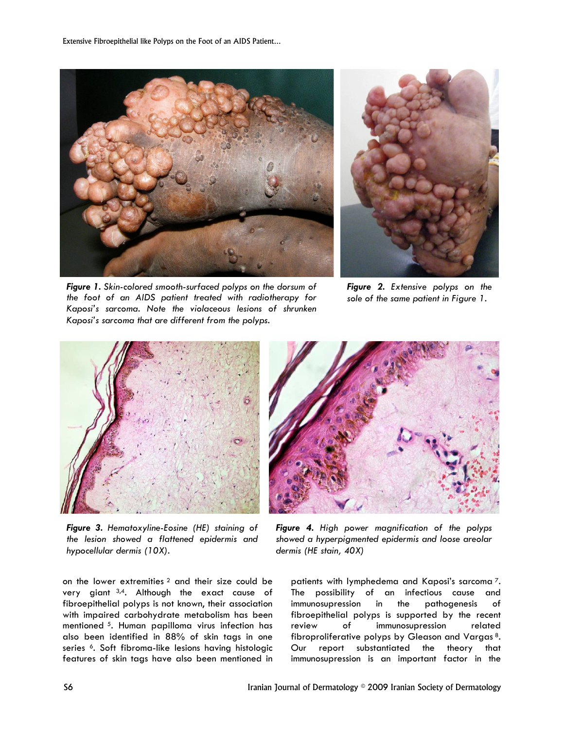*Figure 1. Skin-colored smooth-surfaced polyps on the dorsum of the foot of an AIDS patient treated with radiotherapy for Kaposi's sarcoma. Note the violaceous lesions of shrunken Kaposi's sarcoma that are different from the polyps.*

*Figure 2. Extensive polyps on the sole of the same patient in Figure 1.*

*Figure 3. Hematoxyline-Eosine (HE) staining of the lesion showed a flattened epidermis and hypocellular dermis (10X).*

*Figure 4. High power magnification of the polyps showed a hyperpigmented epidermis and loose areolar dermis (HE stain, 40X)*

on the lower extremities [2] and their size could be very giant [3,4]. Although the exact cause of fibroepithelial polyps is not known, their association with impaired carbohydrate metabolism has been mentioned [5]. Human papilloma virus infection has also been identified in 88% of skin tags in one series [6]. Soft fibroma-like lesions having histologic features of skin tags have also been mentioned in patients with lymphedema and Kaposi's sarcoma [7]. The possibility of an infectious cause and immunosupression in the pathogenesis of fibroepithelial polyps is supported by the recent review of immunosupression related fibroproliferative polyps by Gleason and Vargas [8]. Our report substantiated the theory that immunosupression is an important factor in the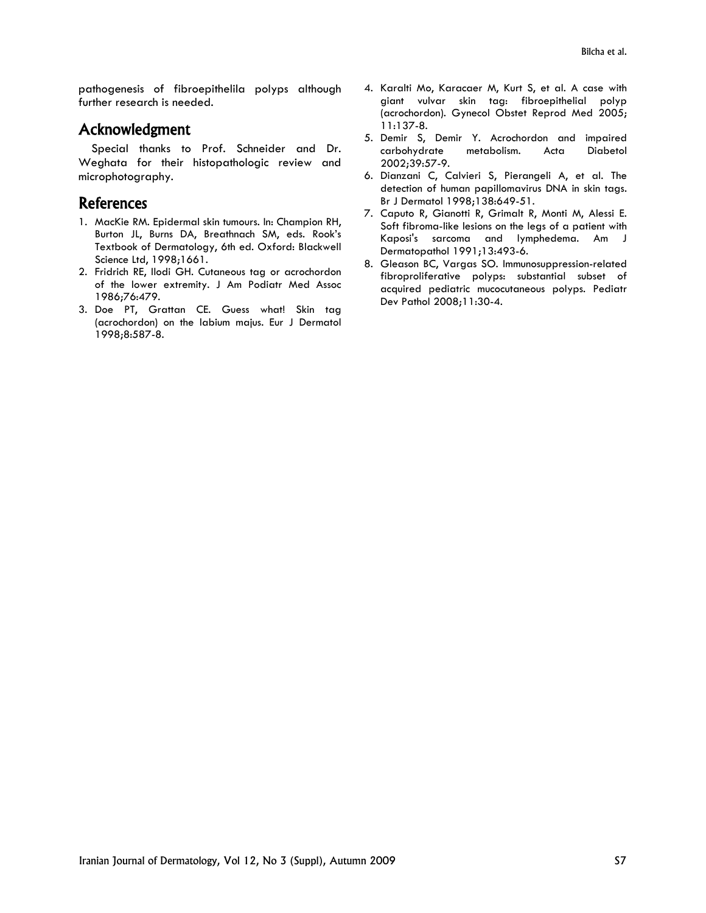pathogenesis of fibroepithelila polyps although further research is needed.

## Acknowledgment

Special thanks to Prof. Schneider and Dr. Weghata for their histopathologic review and microphotography.

## References

1. MacKie RM. Epidermal skin tumours. In: Champion RH, Burton JL, Burns DA, Breathnach SM, eds. Rook's Textbook of Dermatology, 6th ed. Oxford: Blackwell Science Ltd, 1998;1661.
2. Fridrich RE, Ilodi GH. Cutaneous tag or acrochordon of the lower extremity. J Am Podiatr Med Assoc 1986;76:479.
3. Doe PT, Grattan CE. Guess what! Skin tag (acrochordon) on the labium majus. Eur J Dermatol 1998;8:587-8.
4. Karalti Mo, Karacaer M, Kurt S, et al. A case with giant vulvar skin tag: fibroepithelial polyp (acrochordon). Gynecol Obstet Reprod Med 2005; 11:137-8.
5. Demir S, Demir Y. Acrochordon and impaired carbohydrate metabolism. Acta Diabetol 2002;39:57-9.
6. Dianzani C, Calvieri S, Pierangeli A, et al. The detection of human papillomavirus DNA in skin tags. Br J Dermatol 1998;138:649-51.
7. Caputo R, Gianotti R, Grimalt R, Monti M, Alessi E. Soft fibroma-like lesions on the legs of a patient with Kaposi's sarcoma and lymphedema. Am J Dermatopathol 1991;13:493-6.
8. Gleason BC, Vargas SO. Immunosuppression-related fibroproliferative polyps: substantial subset of acquired pediatric mucocutaneous polyps. Pediatr Dev Pathol 2008;11:30-4.